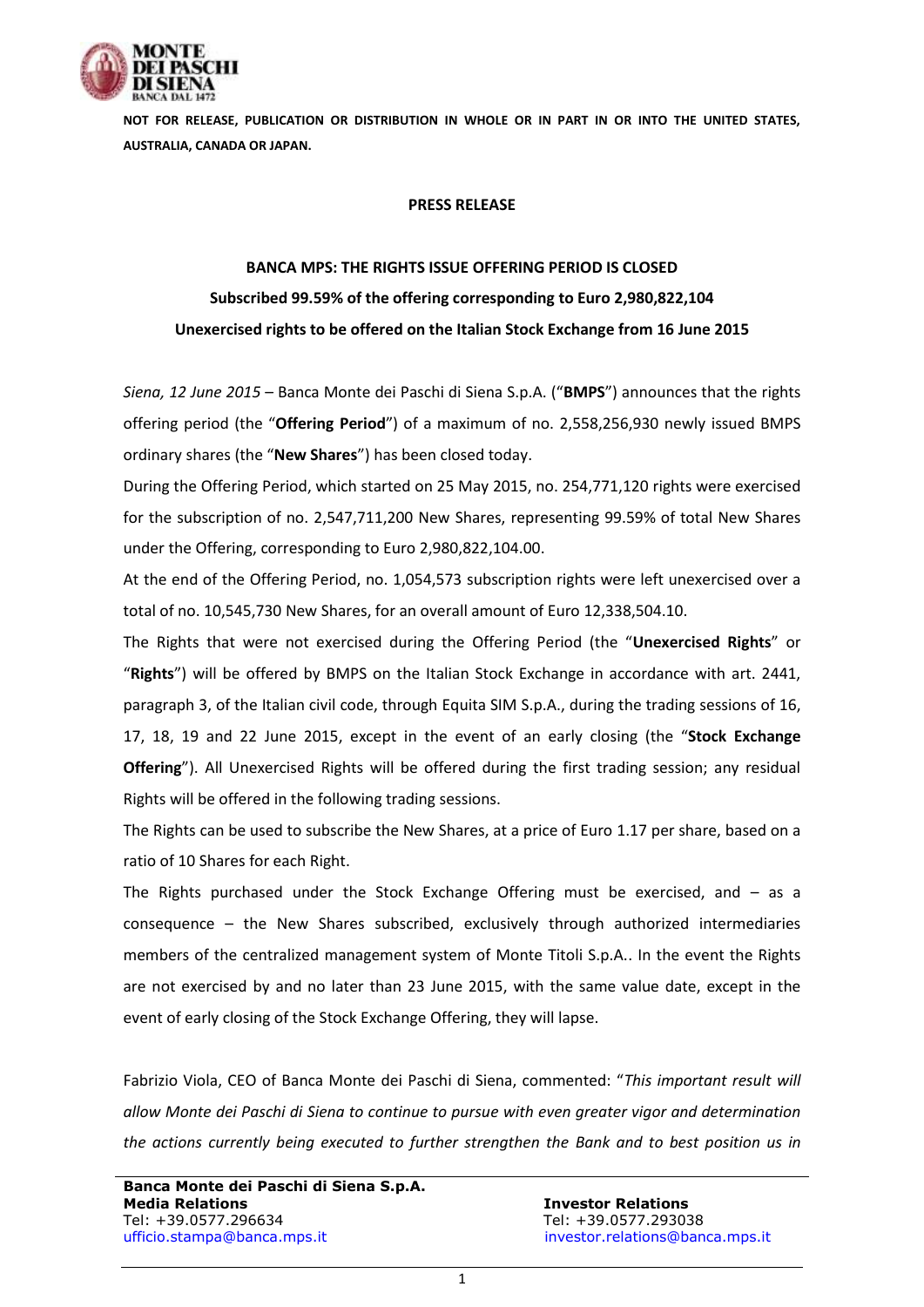**NOT FOR RELEASE, PUBLICATION OR DISTRIBUTION IN WHOLE OR IN PART IN OR INTO THE UNITED STATES, AUSTRALIA, CANADA OR JAPAN.**

**PRESS RELEASE**

# BANCA MPS: THE RIGHTS ISSUE OFFERING PERIOD IS CLOSED

## Subscribed 99.59% of the offering corresponding to Euro 2,980,822,104

## Unexercised rights to be offered on the Italian Stock Exchange from 16 June 2015

*Siena, 12 June 2015* – Banca Monte dei Paschi di Siena S.p.A. ("**BMPS**") announces that the rights offering period (the "**Offering Period**") of a maximum of no. 2,558,256,930 newly issued BMPS ordinary shares (the "**New Shares**") has been closed today.

During the Offering Period, which started on 25 May 2015, no. 254,771,120 rights were exercised for the subscription of no. 2,547,711,200 New Shares, representing 99.59% of total New Shares under the Offering, corresponding to Euro 2,980,822,104.00.

At the end of the Offering Period, no. 1,054,573 subscription rights were left unexercised over a total of no. 10,545,730 New Shares, for an overall amount of Euro 12,338,504.10.

The Rights that were not exercised during the Offering Period (the "**Unexercised Rights**" or "**Rights**") will be offered by BMPS on the Italian Stock Exchange in accordance with art. 2441, paragraph 3, of the Italian civil code, through Equita SIM S.p.A., during the trading sessions of 16, 17, 18, 19 and 22 June 2015, except in the event of an early closing (the "**Stock Exchange Offering**"). All Unexercised Rights will be offered during the first trading session; any residual Rights will be offered in the following trading sessions.

The Rights can be used to subscribe the New Shares, at a price of Euro 1.17 per share, based on a ratio of 10 Shares for each Right.

The Rights purchased under the Stock Exchange Offering must be exercised, and – as a consequence – the New Shares subscribed, exclusively through authorized intermediaries members of the centralized management system of Monte Titoli S.p.A.. In the event the Rights are not exercised by and no later than 23 June 2015, with the same value date, except in the event of early closing of the Stock Exchange Offering, they will lapse.

Fabrizio Viola, CEO of Banca Monte dei Paschi di Siena, commented: "*This important result will allow Monte dei Paschi di Siena to continue to pursue with even greater vigor and determination the actions currently being executed to further strengthen the Bank and to best position us in*

**Banca Monte dei Paschi di Siena S.p.A.**

**Media Relations**
Tel: +39.0577.296634
ufficio.stampa@banca.mps.it

**Investor Relations**
Tel: +39.0577.293038
investor.relations@banca.mps.it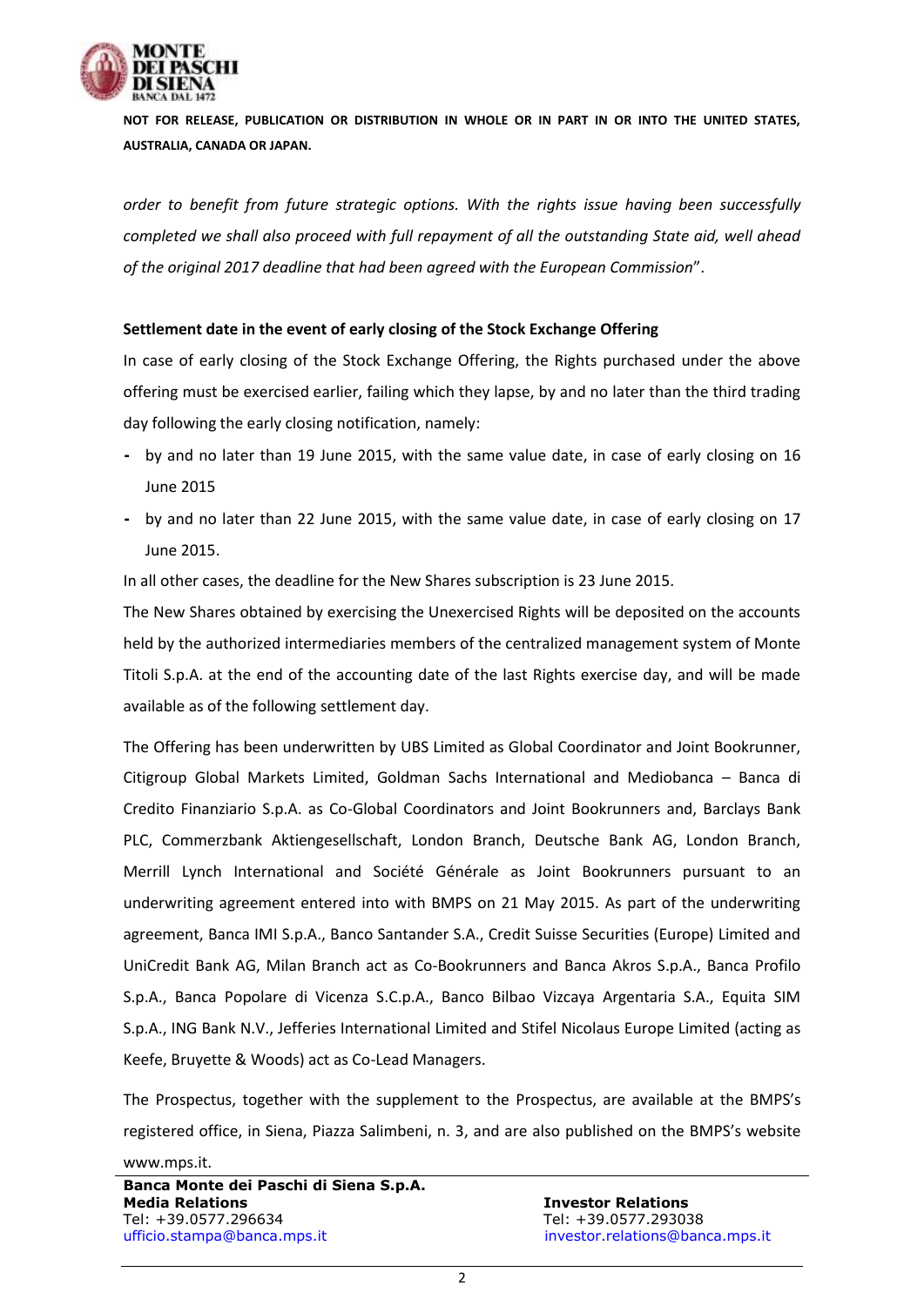**NOT FOR RELEASE, PUBLICATION OR DISTRIBUTION IN WHOLE OR IN PART IN OR INTO THE UNITED STATES, AUSTRALIA, CANADA OR JAPAN.**

*order to benefit from future strategic options. With the rights issue having been successfully completed we shall also proceed with full repayment of all the outstanding State aid, well ahead of the original 2017 deadline that had been agreed with the European Commission*".

**Settlement date in the event of early closing of the Stock Exchange Offering**

In case of early closing of the Stock Exchange Offering, the Rights purchased under the above offering must be exercised earlier, failing which they lapse, by and no later than the third trading day following the early closing notification, namely:

- by and no later than 19 June 2015, with the same value date, in case of early closing on 16 June 2015
- by and no later than 22 June 2015, with the same value date, in case of early closing on 17 June 2015.

In all other cases, the deadline for the New Shares subscription is 23 June 2015.

The New Shares obtained by exercising the Unexercised Rights will be deposited on the accounts held by the authorized intermediaries members of the centralized management system of Monte Titoli S.p.A. at the end of the accounting date of the last Rights exercise day, and will be made available as of the following settlement day.

The Offering has been underwritten by UBS Limited as Global Coordinator and Joint Bookrunner, Citigroup Global Markets Limited, Goldman Sachs International and Mediobanca – Banca di Credito Finanziario S.p.A. as Co-Global Coordinators and Joint Bookrunners and, Barclays Bank PLC, Commerzbank Aktiengesellschaft, London Branch, Deutsche Bank AG, London Branch, Merrill Lynch International and Société Générale as Joint Bookrunners pursuant to an underwriting agreement entered into with BMPS on 21 May 2015. As part of the underwriting agreement, Banca IMI S.p.A., Banco Santander S.A., Credit Suisse Securities (Europe) Limited and UniCredit Bank AG, Milan Branch act as Co-Bookrunners and Banca Akros S.p.A., Banca Profilo S.p.A., Banca Popolare di Vicenza S.C.p.A., Banco Bilbao Vizcaya Argentaria S.A., Equita SIM S.p.A., ING Bank N.V., Jefferies International Limited and Stifel Nicolaus Europe Limited (acting as Keefe, Bruyette & Woods) act as Co-Lead Managers.

The Prospectus, together with the supplement to the Prospectus, are available at the BMPS's registered office, in Siena, Piazza Salimbeni, n. 3, and are also published on the BMPS's website www.mps.it.

**Banca Monte dei Paschi di Siena S.p.A.**
**Media Relations**
Tel: +39.0577.296634
ufficio.stampa@banca.mps.it

**Investor Relations**
Tel: +39.0577.293038
investor.relations@banca.mps.it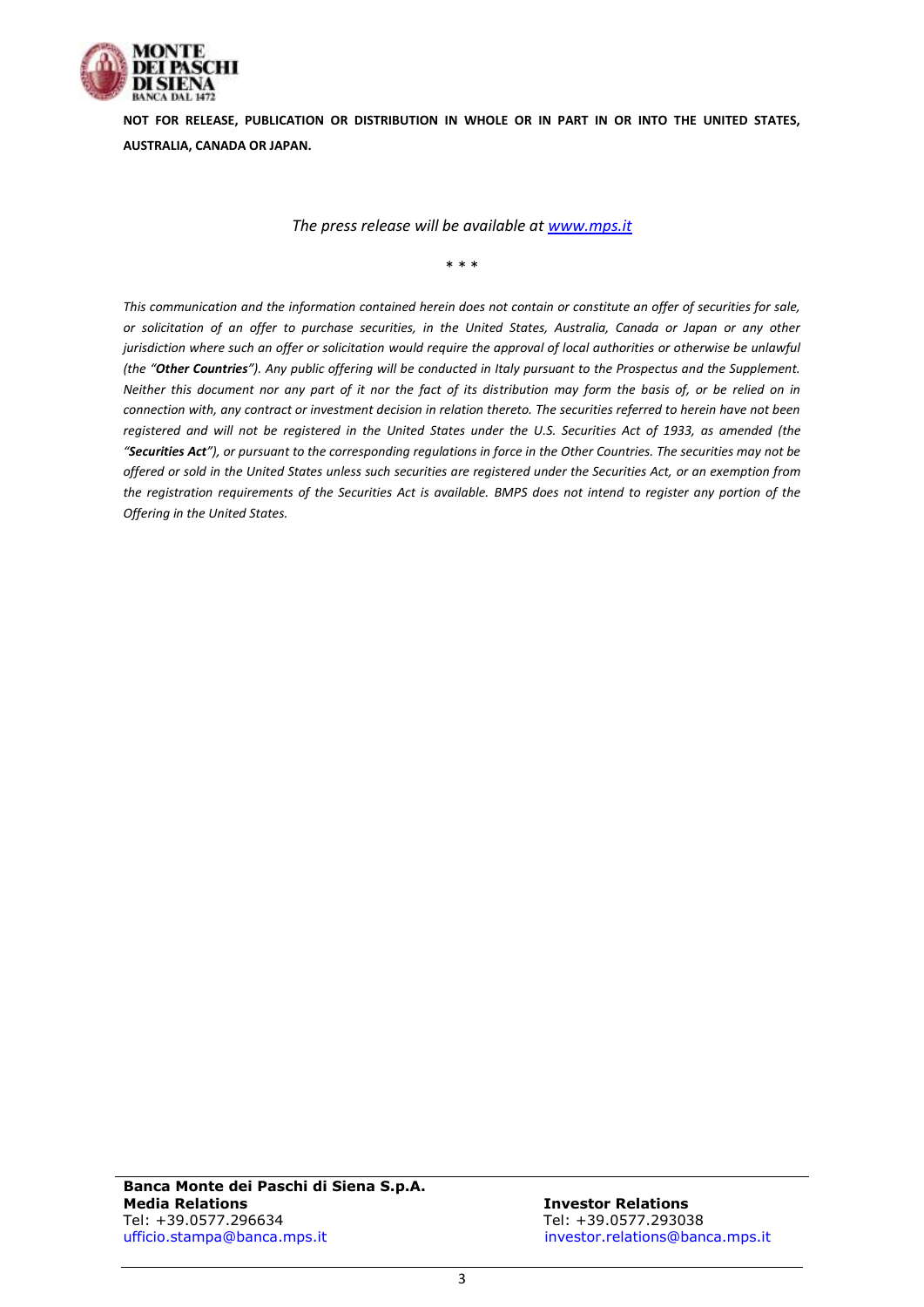**NOT FOR RELEASE, PUBLICATION OR DISTRIBUTION IN WHOLE OR IN PART IN OR INTO THE UNITED STATES, AUSTRALIA, CANADA OR JAPAN.**

*The press release will be available at [www.mps.it](http://www.mps.it)*

\* \* \*

*This communication and the information contained herein does not contain or constitute an offer of securities for sale, or solicitation of an offer to purchase securities, in the United States, Australia, Canada or Japan or any other jurisdiction where such an offer or solicitation would require the approval of local authorities or otherwise be unlawful (the "**Other Countries**"). Any public offering will be conducted in Italy pursuant to the Prospectus and the Supplement. Neither this document nor any part of it nor the fact of its distribution may form the basis of, or be relied on in connection with, any contract or investment decision in relation thereto. The securities referred to herein have not been registered and will not be registered in the United States under the U.S. Securities Act of 1933, as amended (the "**Securities Act**"), or pursuant to the corresponding regulations in force in the Other Countries. The securities may not be offered or sold in the United States unless such securities are registered under the Securities Act, or an exemption from the registration requirements of the Securities Act is available. BMPS does not intend to register any portion of the Offering in the United States.*

**Banca Monte dei Paschi di Siena S.p.A.**

**Media Relations**
Tel: +39.0577.296634
ufficio.stampa@banca.mps.it

**Investor Relations**
Tel: +39.0577.293038
investor.relations@banca.mps.it